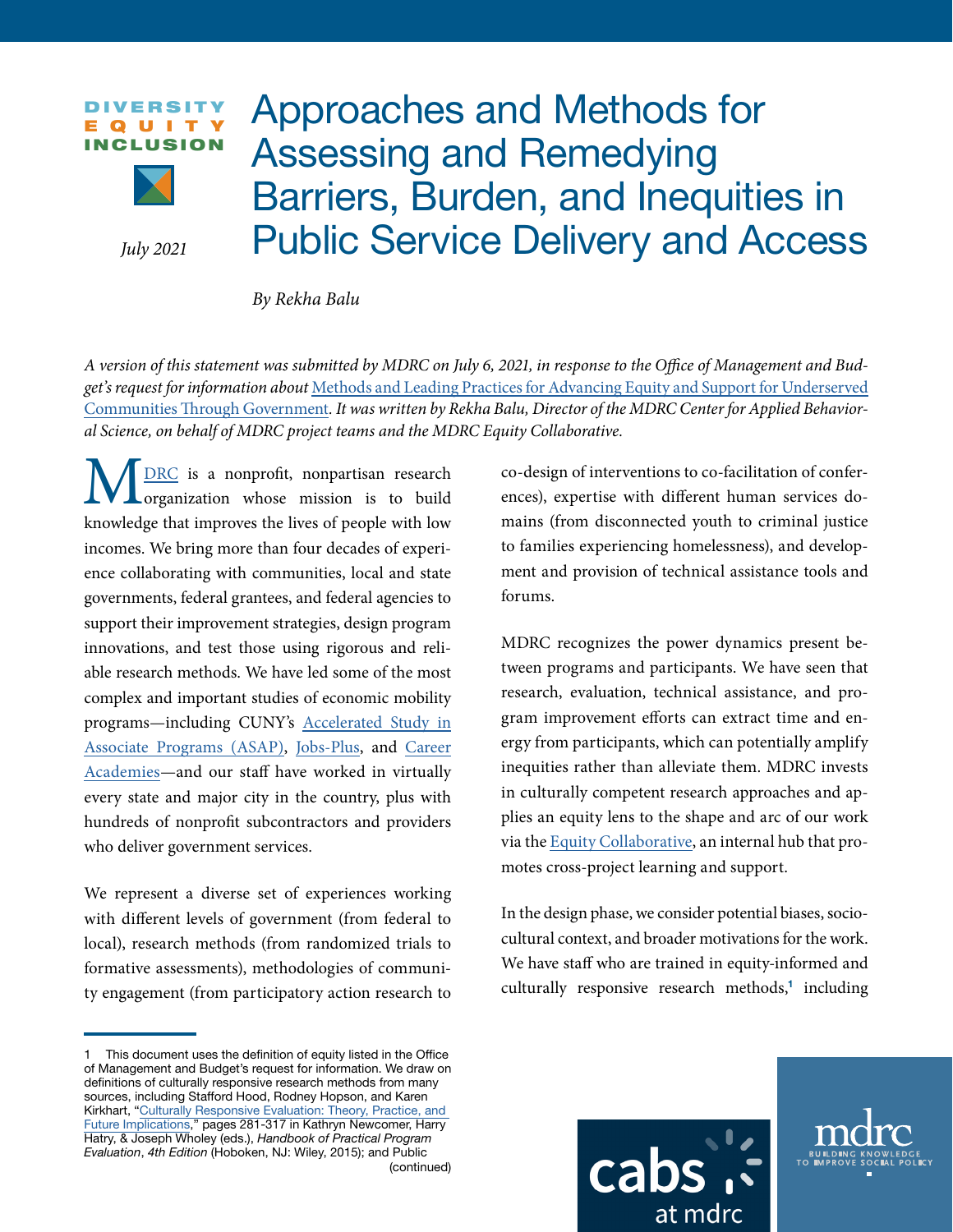DIVERSITY
EQUITY
INCLUSION

July 2021

# Approaches and Methods for Assessing and Remedying Barriers, Burden, and Inequities in Public Service Delivery and Access

*By Rekha Balu*

*A version of this statement was submitted by MDRC on July 6, 2021, in response to the Office of Management and Budget's request for information about* Methods and Leading Practices for Advancing Equity and Support for Underserved Communities Through Government. *It was written by Rekha Balu, Director of the MDRC Center for Applied Behavioral Science, on behalf of MDRC project teams and the MDRC Equity Collaborative.*

MDRC is a nonprofit, nonpartisan research organization whose mission is to build knowledge that improves the lives of people with low incomes. We bring more than four decades of experience collaborating with communities, local and state governments, federal grantees, and federal agencies to support their improvement strategies, design program innovations, and test those using rigorous and reliable research methods. We have led some of the most complex and important studies of economic mobility programs—including CUNY's Accelerated Study in Associate Programs (ASAP), Jobs-Plus, and Career Academies—and our staff have worked in virtually every state and major city in the country, plus with hundreds of nonprofit subcontractors and providers who deliver government services.

We represent a diverse set of experiences working with different levels of government (from federal to local), research methods (from randomized trials to formative assessments), methodologies of community engagement (from participatory action research to co-design of interventions to co-facilitation of conferences), expertise with different human services domains (from disconnected youth to criminal justice to families experiencing homelessness), and development and provision of technical assistance tools and forums.

MDRC recognizes the power dynamics present between programs and participants. We have seen that research, evaluation, technical assistance, and program improvement efforts can extract time and energy from participants, which can potentially amplify inequities rather than alleviate them. MDRC invests in culturally competent research approaches and applies an equity lens to the shape and arc of our work via the Equity Collaborative, an internal hub that promotes cross-project learning and support.

In the design phase, we consider potential biases, sociocultural context, and broader motivations for the work. We have staff who are trained in equity-informed and culturally responsive research methods,[1] including

1 This document uses the definition of equity listed in the Office of Management and Budget's request for information. We draw on definitions of culturally responsive research methods from many sources, including Stafford Hood, Rodney Hopson, and Karen Kirkhart, "Culturally Responsive Evaluation: Theory, Practice, and Future Implications," pages 281-317 in Kathryn Newcomer, Harry Hatry, & Joseph Wholey (eds.), *Handbook of Practical Program Evaluation*, *4th Edition* (Hoboken, NJ: Wiley, 2015); and Public (continued)

cabs at mdrc

mdrc
BUILDING KNOWLEDGE TO IMPROVE SOCIAL POLICY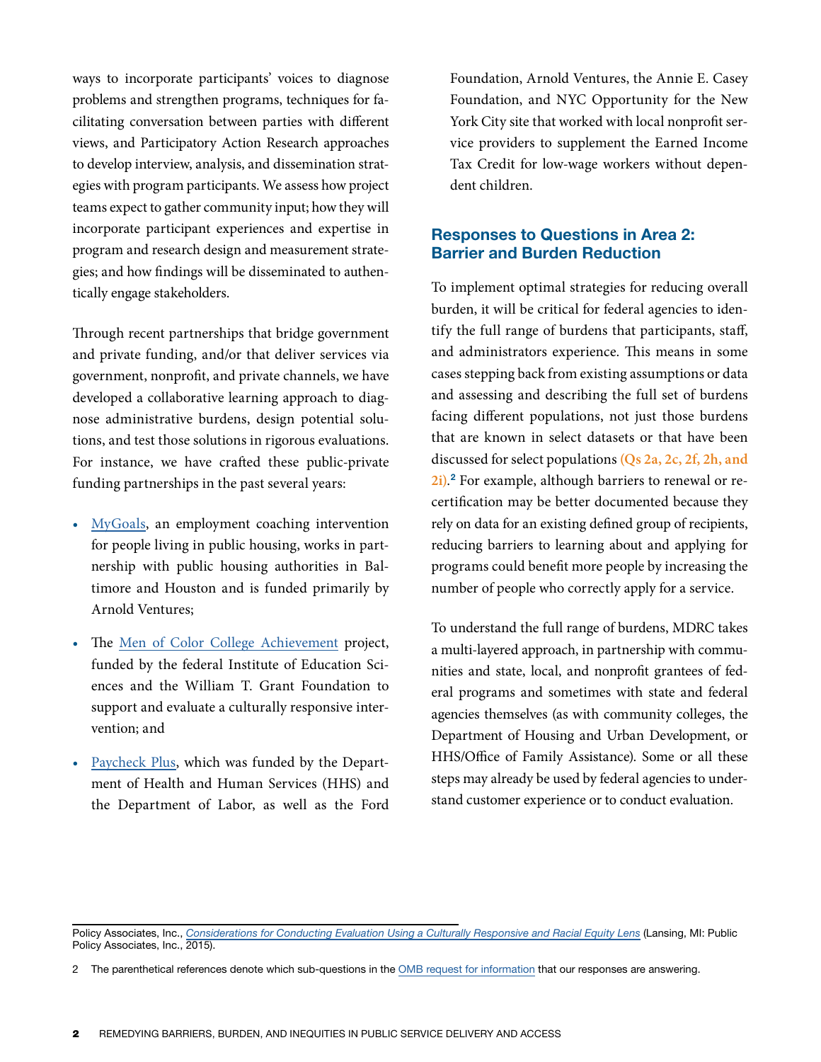ways to incorporate participants' voices to diagnose problems and strengthen programs, techniques for facilitating conversation between parties with different views, and Participatory Action Research approaches to develop interview, analysis, and dissemination strategies with program participants. We assess how project teams expect to gather community input; how they will incorporate participant experiences and expertise in program and research design and measurement strategies; and how findings will be disseminated to authentically engage stakeholders.

Through recent partnerships that bridge government and private funding, and/or that deliver services via government, nonprofit, and private channels, we have developed a collaborative learning approach to diagnose administrative burdens, design potential solutions, and test those solutions in rigorous evaluations. For instance, we have crafted these public-private funding partnerships in the past several years:

- MyGoals, an employment coaching intervention for people living in public housing, works in partnership with public housing authorities in Baltimore and Houston and is funded primarily by Arnold Ventures;
- The Men of Color College Achievement project, funded by the federal Institute of Education Sciences and the William T. Grant Foundation to support and evaluate a culturally responsive intervention; and
- Paycheck Plus, which was funded by the Department of Health and Human Services (HHS) and the Department of Labor, as well as the Ford Foundation, Arnold Ventures, the Annie E. Casey Foundation, and NYC Opportunity for the New York City site that worked with local nonprofit service providers to supplement the Earned Income Tax Credit for low-wage workers without dependent children.

## Responses to Questions in Area 2: Barrier and Burden Reduction

To implement optimal strategies for reducing overall burden, it will be critical for federal agencies to identify the full range of burdens that participants, staff, and administrators experience. This means in some cases stepping back from existing assumptions or data and assessing and describing the full set of burdens facing different populations, not just those burdens that are known in select datasets or that have been discussed for select populations **(Qs 2a, 2c, 2f, 2h, and 2i)**.[2] For example, although barriers to renewal or recertification may be better documented because they rely on data for an existing defined group of recipients, reducing barriers to learning about and applying for programs could benefit more people by increasing the number of people who correctly apply for a service.

To understand the full range of burdens, MDRC takes a multi-layered approach, in partnership with communities and state, local, and nonprofit grantees of federal programs and sometimes with state and federal agencies themselves (as with community colleges, the Department of Housing and Urban Development, or HHS/Office of Family Assistance). Some or all these steps may already be used by federal agencies to understand customer experience or to conduct evaluation.

---

Policy Associates, Inc., *Considerations for Conducting Evaluation Using a Culturally Responsive and Racial Equity Lens* (Lansing, MI: Public Policy Associates, Inc., 2015).

2 The parenthetical references denote which sub-questions in the OMB request for information that our responses are answering.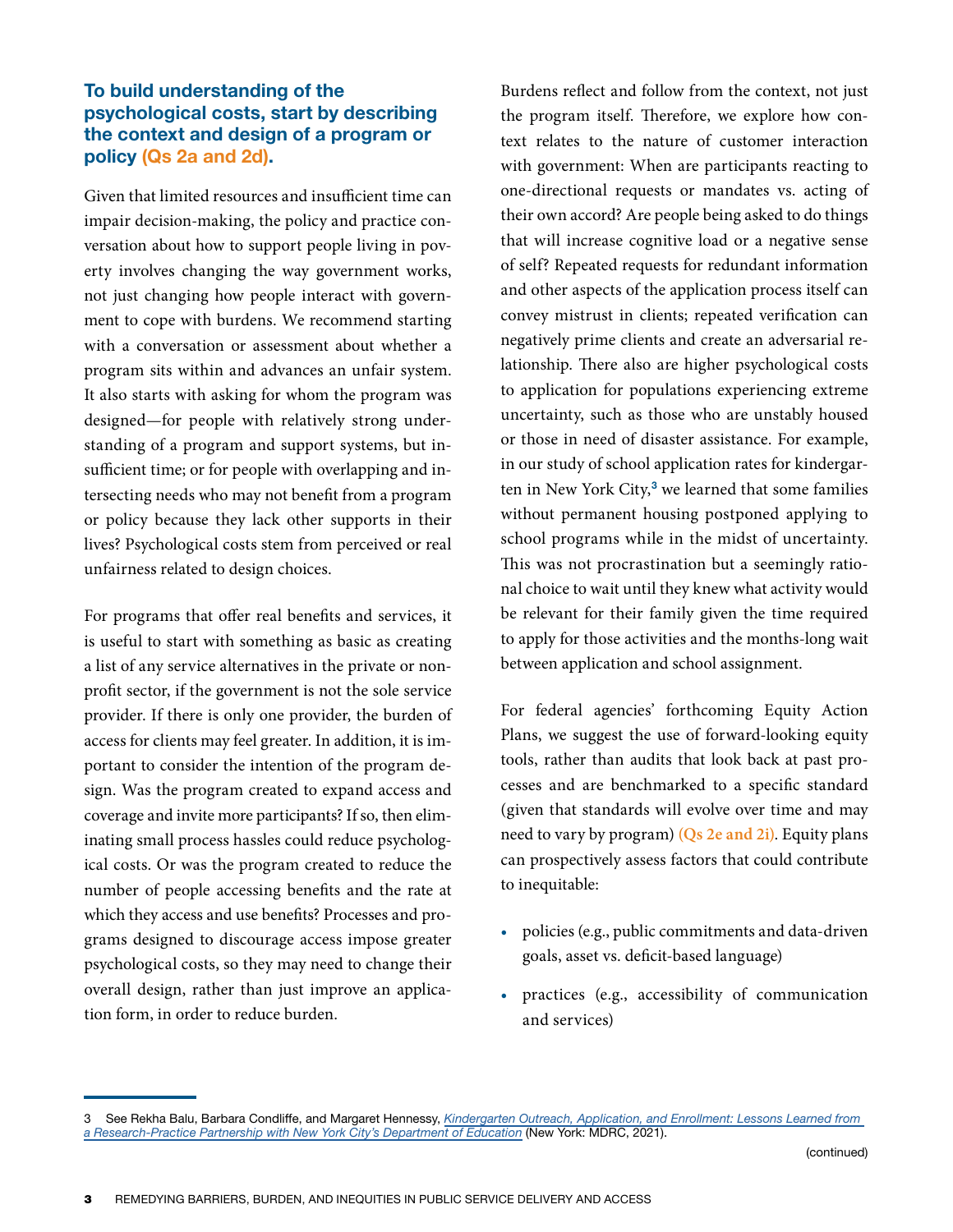### To build understanding of the psychological costs, start by describing the context and design of a program or policy (Qs 2a and 2d).

Given that limited resources and insufficient time can impair decision-making, the policy and practice conversation about how to support people living in poverty involves changing the way government works, not just changing how people interact with government to cope with burdens. We recommend starting with a conversation or assessment about whether a program sits within and advances an unfair system. It also starts with asking for whom the program was designed—for people with relatively strong understanding of a program and support systems, but insufficient time; or for people with overlapping and intersecting needs who may not benefit from a program or policy because they lack other supports in their lives? Psychological costs stem from perceived or real unfairness related to design choices.

For programs that offer real benefits and services, it is useful to start with something as basic as creating a list of any service alternatives in the private or nonprofit sector, if the government is not the sole service provider. If there is only one provider, the burden of access for clients may feel greater. In addition, it is important to consider the intention of the program design. Was the program created to expand access and coverage and invite more participants? If so, then eliminating small process hassles could reduce psychological costs. Or was the program created to reduce the number of people accessing benefits and the rate at which they access and use benefits? Processes and programs designed to discourage access impose greater psychological costs, so they may need to change their overall design, rather than just improve an application form, in order to reduce burden.

Burdens reflect and follow from the context, not just the program itself. Therefore, we explore how context relates to the nature of customer interaction with government: When are participants reacting to one-directional requests or mandates vs. acting of their own accord? Are people being asked to do things that will increase cognitive load or a negative sense of self? Repeated requests for redundant information and other aspects of the application process itself can convey mistrust in clients; repeated verification can negatively prime clients and create an adversarial relationship. There also are higher psychological costs to application for populations experiencing extreme uncertainty, such as those who are unstably housed or those in need of disaster assistance. For example, in our study of school application rates for kindergarten in New York City,[3] we learned that some families without permanent housing postponed applying to school programs while in the midst of uncertainty. This was not procrastination but a seemingly rational choice to wait until they knew what activity would be relevant for their family given the time required to apply for those activities and the months-long wait between application and school assignment.

For federal agencies' forthcoming Equity Action Plans, we suggest the use of forward-looking equity tools, rather than audits that look back at past processes and are benchmarked to a specific standard (given that standards will evolve over time and may need to vary by program) (Qs 2e and 2i). Equity plans can prospectively assess factors that could contribute to inequitable:

- policies (e.g., public commitments and data-driven goals, asset vs. deficit-based language)
- practices (e.g., accessibility of communication and services)

---

3 See Rekha Balu, Barbara Condliffe, and Margaret Hennessy, *Kindergarten Outreach, Application, and Enrollment: Lessons Learned from a Research-Practice Partnership with New York City's Department of Education* (New York: MDRC, 2021).

(continued)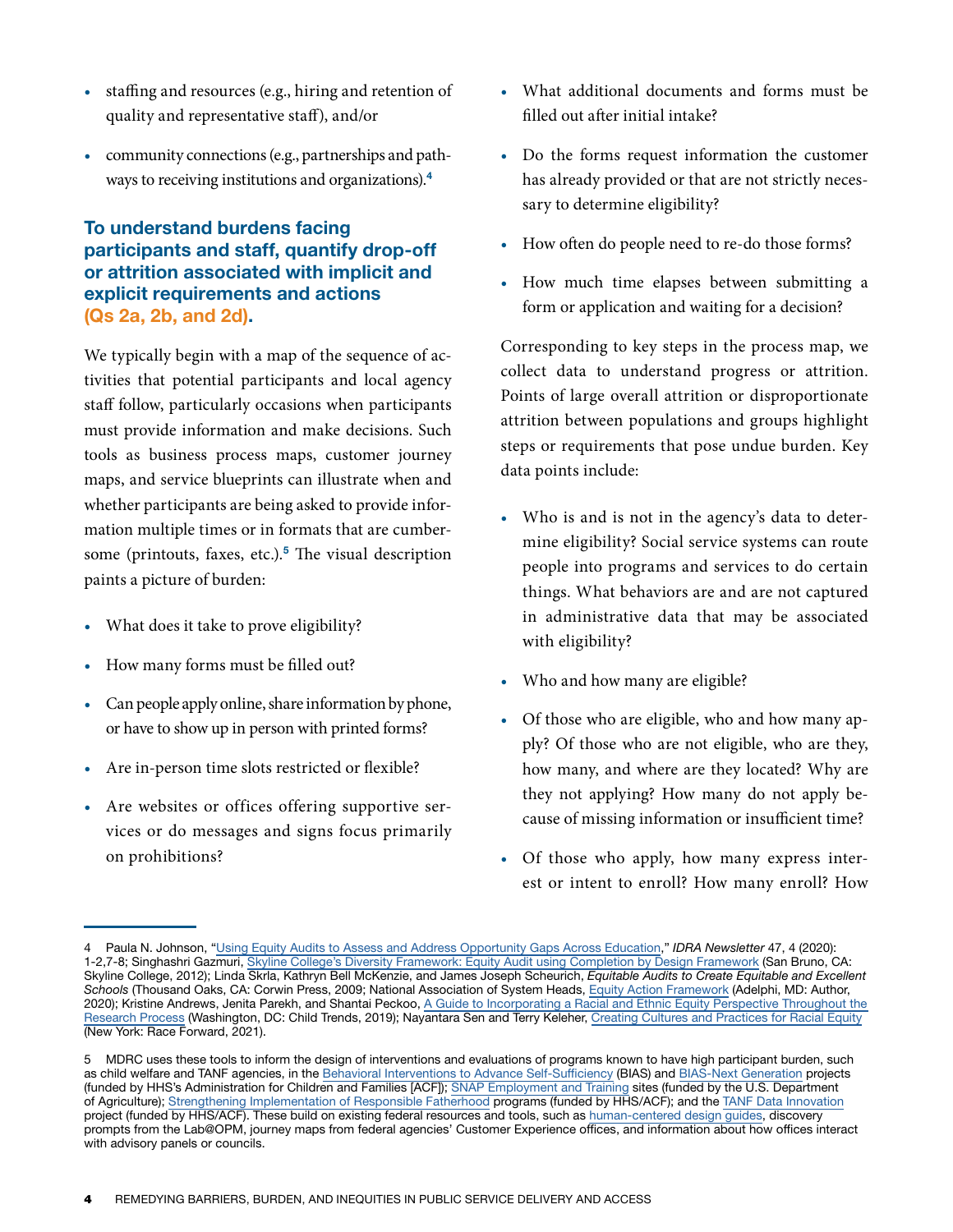- staffing and resources (e.g., hiring and retention of quality and representative staff), and/or
- community connections (e.g., partnerships and pathways to receiving institutions and organizations).[4]

### To understand burdens facing participants and staff, quantify drop-off or attrition associated with implicit and explicit requirements and actions (Qs 2a, 2b, and 2d).

We typically begin with a map of the sequence of activities that potential participants and local agency staff follow, particularly occasions when participants must provide information and make decisions. Such tools as business process maps, customer journey maps, and service blueprints can illustrate when and whether participants are being asked to provide information multiple times or in formats that are cumbersome (printouts, faxes, etc.).[5] The visual description paints a picture of burden:

- What does it take to prove eligibility?
- How many forms must be filled out?
- Can people apply online, share information by phone, or have to show up in person with printed forms?
- Are in-person time slots restricted or flexible?
- Are websites or offices offering supportive services or do messages and signs focus primarily on prohibitions?
- What additional documents and forms must be filled out after initial intake?
- Do the forms request information the customer has already provided or that are not strictly necessary to determine eligibility?
- How often do people need to re-do those forms?
- How much time elapses between submitting a form or application and waiting for a decision?

Corresponding to key steps in the process map, we collect data to understand progress or attrition. Points of large overall attrition or disproportionate attrition between populations and groups highlight steps or requirements that pose undue burden. Key data points include:

- Who is and is not in the agency's data to determine eligibility? Social service systems can route people into programs and services to do certain things. What behaviors are and are not captured in administrative data that may be associated with eligibility?
- Who and how many are eligible?
- Of those who are eligible, who and how many apply? Of those who are not eligible, who are they, how many, and where are they located? Why are they not applying? How many do not apply because of missing information or insufficient time?
- Of those who apply, how many express interest or intent to enroll? How many enroll? How

---

4 Paula N. Johnson, "Using Equity Audits to Assess and Address Opportunity Gaps Across Education," *IDRA Newsletter* 47, 4 (2020): 1-2,7-8; Singhashri Gazmuri, Skyline College's Diversity Framework: Equity Audit using Completion by Design Framework (San Bruno, CA: Skyline College, 2012); Linda Skrla, Kathryn Bell McKenzie, and James Joseph Scheurich, *Equitable Audits to Create Equitable and Excellent Schools* (Thousand Oaks, CA: Corwin Press, 2009; National Association of System Heads, Equity Action Framework (Adelphi, MD: Author, 2020); Kristine Andrews, Jenita Parekh, and Shantai Peckoo, A Guide to Incorporating a Racial and Ethnic Equity Perspective Throughout the Research Process (Washington, DC: Child Trends, 2019); Nayantara Sen and Terry Keleher, Creating Cultures and Practices for Racial Equity (New York: Race Forward, 2021).

5 MDRC uses these tools to inform the design of interventions and evaluations of programs known to have high participant burden, such as child welfare and TANF agencies, in the Behavioral Interventions to Advance Self-Sufficiency (BIAS) and BIAS-Next Generation projects (funded by HHS's Administration for Children and Families [ACF]); SNAP Employment and Training sites (funded by the U.S. Department of Agriculture); Strengthening Implementation of Responsible Fatherhood programs (funded by HHS/ACF); and the TANF Data Innovation project (funded by HHS/ACF). These build on existing federal resources and tools, such as human-centered design guides, discovery prompts from the Lab@OPM, journey maps from federal agencies' Customer Experience offices, and information about how offices interact with advisory panels or councils.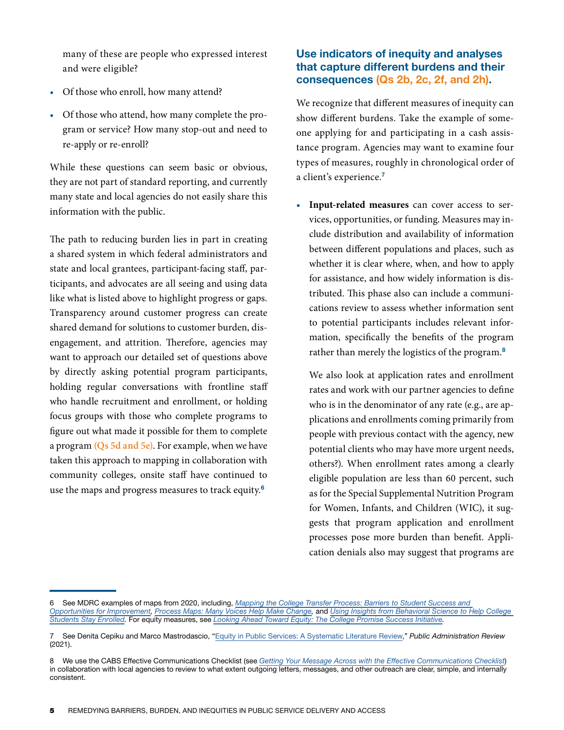many of these are people who expressed interest and were eligible?

- Of those who enroll, how many attend?
- Of those who attend, how many complete the program or service? How many stop-out and need to re-apply or re-enroll?

While these questions can seem basic or obvious, they are not part of standard reporting, and currently many state and local agencies do not easily share this information with the public.

The path to reducing burden lies in part in creating a shared system in which federal administrators and state and local grantees, participant-facing staff, participants, and advocates are all seeing and using data like what is listed above to highlight progress or gaps. Transparency around customer progress can create shared demand for solutions to customer burden, disengagement, and attrition. Therefore, agencies may want to approach our detailed set of questions above by directly asking potential program participants, holding regular conversations with frontline staff who handle recruitment and enrollment, or holding focus groups with those who complete programs to figure out what made it possible for them to complete a program (Qs 5d and 5e). For example, when we have taken this approach to mapping in collaboration with community colleges, onsite staff have continued to use the maps and progress measures to track equity.[6]

### Use indicators of inequity and analyses that capture different burdens and their consequences (Qs 2b, 2c, 2f, and 2h).

We recognize that different measures of inequity can show different burdens. Take the example of someone applying for and participating in a cash assistance program. Agencies may want to examine four types of measures, roughly in chronological order of a client's experience.[7]

- **Input-related measures** can cover access to services, opportunities, or funding. Measures may include distribution and availability of information between different populations and places, such as whether it is clear where, when, and how to apply for assistance, and how widely information is distributed. This phase also can include a communications review to assess whether information sent to potential participants includes relevant information, specifically the benefits of the program rather than merely the logistics of the program.[8]

  We also look at application rates and enrollment rates and work with our partner agencies to define who is in the denominator of any rate (e.g., are applications and enrollments coming primarily from people with previous contact with the agency, new potential clients who may have more urgent needs, others?). When enrollment rates among a clearly eligible population are less than 60 percent, such as for the Special Supplemental Nutrition Program for Women, Infants, and Children (WIC), it suggests that program application and enrollment processes pose more burden than benefit. Application denials also may suggest that programs are

---

6 See MDRC examples of maps from 2020, including, *Mapping the College Transfer Process: Barriers to Student Success and Opportunities for Improvement*, *Process Maps: Many Voices Help Make Change*, and *Using Insights from Behavioral Science to Help College Students Stay Enrolled*. For equity measures, see *Looking Ahead Toward Equity: The College Promise Success Initiative*.

7 See Denita Cepiku and Marco Mastrodascio, "Equity in Public Services: A Systematic Literature Review," *Public Administration Review* (2021).

8 We use the CABS Effective Communications Checklist (see *Getting Your Message Across with the Effective Communications Checklist*) in collaboration with local agencies to review to what extent outgoing letters, messages, and other outreach are clear, simple, and internally consistent.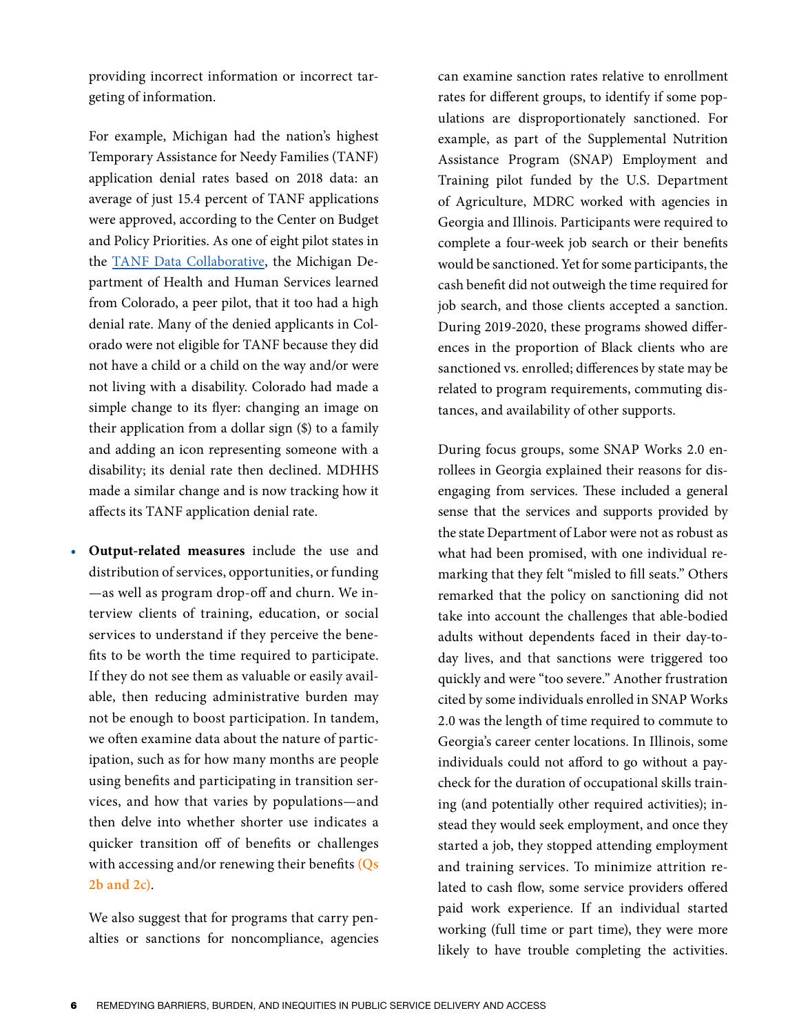providing incorrect information or incorrect targeting of information.

For example, Michigan had the nation's highest Temporary Assistance for Needy Families (TANF) application denial rates based on 2018 data: an average of just 15.4 percent of TANF applications were approved, according to the Center on Budget and Policy Priorities. As one of eight pilot states in the TANF Data Collaborative, the Michigan Department of Health and Human Services learned from Colorado, a peer pilot, that it too had a high denial rate. Many of the denied applicants in Colorado were not eligible for TANF because they did not have a child or a child on the way and/or were not living with a disability. Colorado had made a simple change to its flyer: changing an image on their application from a dollar sign ($) to a family and adding an icon representing someone with a disability; its denial rate then declined. MDHHS made a similar change and is now tracking how it affects its TANF application denial rate.

- **Output-related measures** include the use and distribution of services, opportunities, or funding—as well as program drop-off and churn. We interview clients of training, education, or social services to understand if they perceive the benefits to be worth the time required to participate. If they do not see them as valuable or easily available, then reducing administrative burden may not be enough to boost participation. In tandem, we often examine data about the nature of participation, such as for how many months are people using benefits and participating in transition services, and how that varies by populations—and then delve into whether shorter use indicates a quicker transition off of benefits or challenges with accessing and/or renewing their benefits (Qs 2b and 2c).

  We also suggest that for programs that carry penalties or sanctions for noncompliance, agencies can examine sanction rates relative to enrollment rates for different groups, to identify if some populations are disproportionately sanctioned. For example, as part of the Supplemental Nutrition Assistance Program (SNAP) Employment and Training pilot funded by the U.S. Department of Agriculture, MDRC worked with agencies in Georgia and Illinois. Participants were required to complete a four-week job search or their benefits would be sanctioned. Yet for some participants, the cash benefit did not outweigh the time required for job search, and those clients accepted a sanction. During 2019-2020, these programs showed differences in the proportion of Black clients who are sanctioned vs. enrolled; differences by state may be related to program requirements, commuting distances, and availability of other supports.

  During focus groups, some SNAP Works 2.0 enrollees in Georgia explained their reasons for disengaging from services. These included a general sense that the services and supports provided by the state Department of Labor were not as robust as what had been promised, with one individual remarking that they felt "misled to fill seats." Others remarked that the policy on sanctioning did not take into account the challenges that able-bodied adults without dependents faced in their day-to-day lives, and that sanctions were triggered too quickly and were "too severe." Another frustration cited by some individuals enrolled in SNAP Works 2.0 was the length of time required to commute to Georgia's career center locations. In Illinois, some individuals could not afford to go without a paycheck for the duration of occupational skills training (and potentially other required activities); instead they would seek employment, and once they started a job, they stopped attending employment and training services. To minimize attrition related to cash flow, some service providers offered paid work experience. If an individual started working (full time or part time), they were more likely to have trouble completing the activities.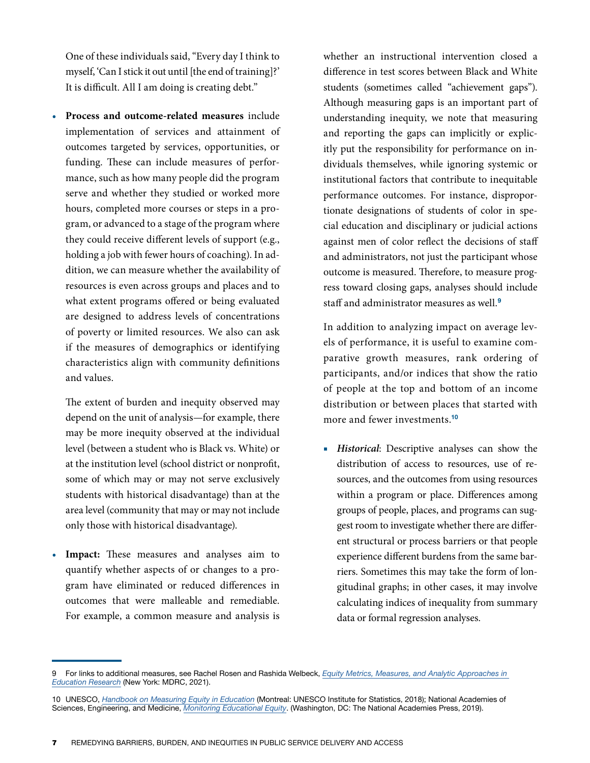One of these individuals said, "Every day I think to myself, 'Can I stick it out until [the end of training]?' It is difficult. All I am doing is creating debt."

- **Process and outcome-related measures** include implementation of services and attainment of outcomes targeted by services, opportunities, or funding. These can include measures of performance, such as how many people did the program serve and whether they studied or worked more hours, completed more courses or steps in a program, or advanced to a stage of the program where they could receive different levels of support (e.g., holding a job with fewer hours of coaching). In addition, we can measure whether the availability of resources is even across groups and places and to what extent programs offered or being evaluated are designed to address levels of concentrations of poverty or limited resources. We also can ask if the measures of demographics or identifying characteristics align with community definitions and values.

  The extent of burden and inequity observed may depend on the unit of analysis—for example, there may be more inequity observed at the individual level (between a student who is Black vs. White) or at the institution level (school district or nonprofit, some of which may or may not serve exclusively students with historical disadvantage) than at the area level (community that may or may not include only those with historical disadvantage).

- **Impact:** These measures and analyses aim to quantify whether aspects of or changes to a program have eliminated or reduced differences in outcomes that were malleable and remediable. For example, a common measure and analysis is whether an instructional intervention closed a difference in test scores between Black and White students (sometimes called "achievement gaps"). Although measuring gaps is an important part of understanding inequity, we note that measuring and reporting the gaps can implicitly or explicitly put the responsibility for performance on individuals themselves, while ignoring systemic or institutional factors that contribute to inequitable performance outcomes. For instance, disproportionate designations of students of color in special education and disciplinary or judicial actions against men of color reflect the decisions of staff and administrators, not just the participant whose outcome is measured. Therefore, to measure progress toward closing gaps, analyses should include staff and administrator measures as well.[9]

  In addition to analyzing impact on average levels of performance, it is useful to examine comparative growth measures, rank ordering of participants, and/or indices that show the ratio of people at the top and bottom of an income distribution or between places that started with more and fewer investments.[10]

  - ***Historical***: Descriptive analyses can show the distribution of access to resources, use of resources, and the outcomes from using resources within a program or place. Differences among groups of people, places, and programs can suggest room to investigate whether there are different structural or process barriers or that people experience different burdens from the same barriers. Sometimes this may take the form of longitudinal graphs; in other cases, it may involve calculating indices of inequality from summary data or formal regression analyses.

---

9 For links to additional measures, see Rachel Rosen and Rashida Welbeck, *Equity Metrics, Measures, and Analytic Approaches in Education Research* (New York: MDRC, 2021).

10 UNESCO, *Handbook on Measuring Equity in Education* (Montreal: UNESCO Institute for Statistics, 2018); National Academies of Sciences, Engineering, and Medicine, *Monitoring Educational Equity*. (Washington, DC: The National Academies Press, 2019).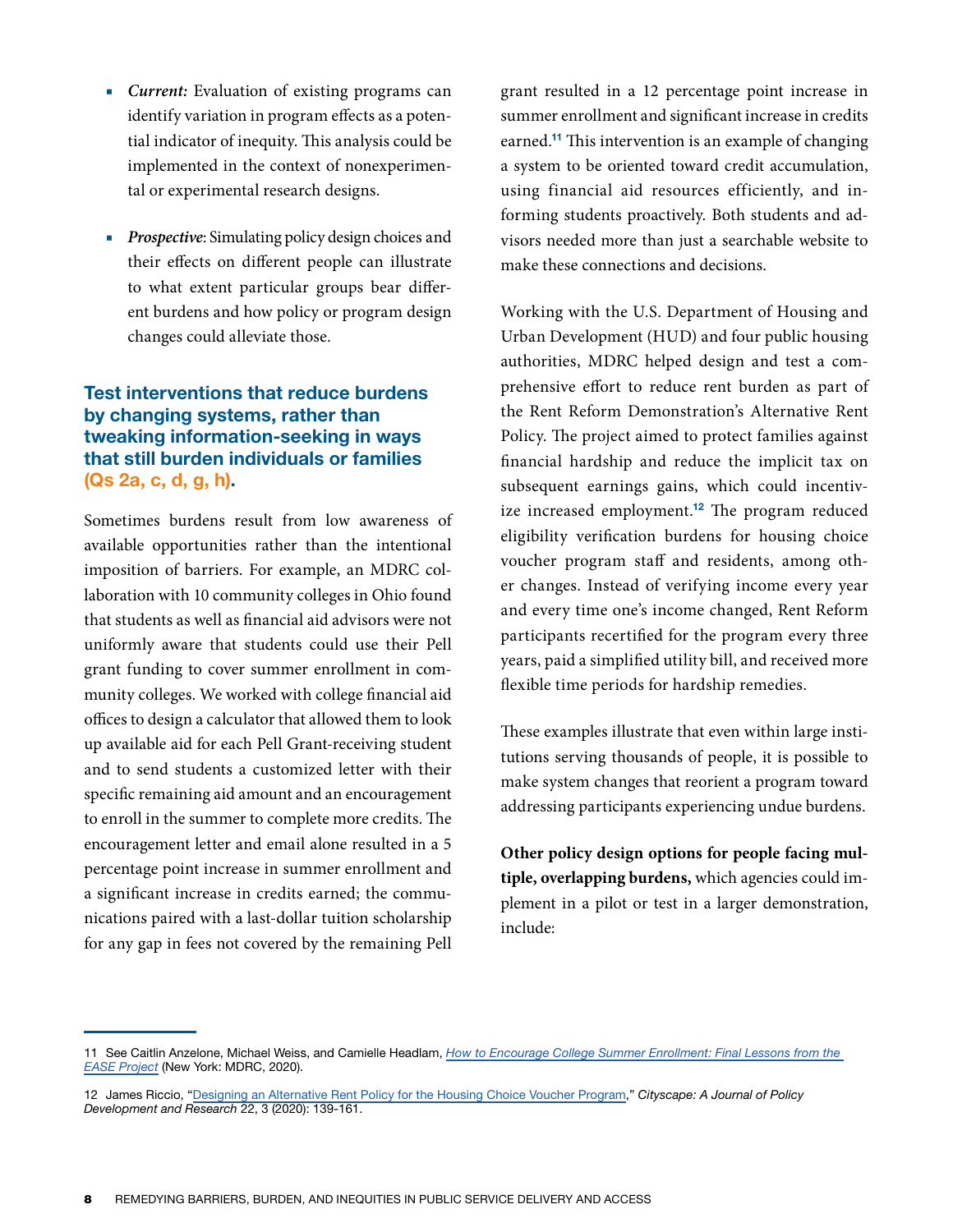- ***Current:*** Evaluation of existing programs can identify variation in program effects as a potential indicator of inequity. This analysis could be implemented in the context of nonexperimental or experimental research designs.

- ***Prospective*:** Simulating policy design choices and their effects on different people can illustrate to what extent particular groups bear different burdens and how policy or program design changes could alleviate those.

### Test interventions that reduce burdens by changing systems, rather than tweaking information-seeking in ways that still burden individuals or families (Qs 2a, c, d, g, h).

Sometimes burdens result from low awareness of available opportunities rather than the intentional imposition of barriers. For example, an MDRC collaboration with 10 community colleges in Ohio found that students as well as financial aid advisors were not uniformly aware that students could use their Pell grant funding to cover summer enrollment in community colleges. We worked with college financial aid offices to design a calculator that allowed them to look up available aid for each Pell Grant-receiving student and to send students a customized letter with their specific remaining aid amount and an encouragement to enroll in the summer to complete more credits. The encouragement letter and email alone resulted in a 5 percentage point increase in summer enrollment and a significant increase in credits earned; the communications paired with a last-dollar tuition scholarship for any gap in fees not covered by the remaining Pell grant resulted in a 12 percentage point increase in summer enrollment and significant increase in credits earned.[11] This intervention is an example of changing a system to be oriented toward credit accumulation, using financial aid resources efficiently, and informing students proactively. Both students and advisors needed more than just a searchable website to make these connections and decisions.

Working with the U.S. Department of Housing and Urban Development (HUD) and four public housing authorities, MDRC helped design and test a comprehensive effort to reduce rent burden as part of the Rent Reform Demonstration's Alternative Rent Policy. The project aimed to protect families against financial hardship and reduce the implicit tax on subsequent earnings gains, which could incentivize increased employment.[12] The program reduced eligibility verification burdens for housing choice voucher program staff and residents, among other changes. Instead of verifying income every year and every time one's income changed, Rent Reform participants recertified for the program every three years, paid a simplified utility bill, and received more flexible time periods for hardship remedies.

These examples illustrate that even within large institutions serving thousands of people, it is possible to make system changes that reorient a program toward addressing participants experiencing undue burdens.

**Other policy design options for people facing multiple, overlapping burdens,** which agencies could implement in a pilot or test in a larger demonstration, include:

---

11 See Caitlin Anzelone, Michael Weiss, and Camielle Headlam, *How to Encourage College Summer Enrollment: Final Lessons from the EASE Project* (New York: MDRC, 2020).

12 James Riccio, "Designing an Alternative Rent Policy for the Housing Choice Voucher Program," *Cityscape: A Journal of Policy Development and Research* 22, 3 (2020): 139-161.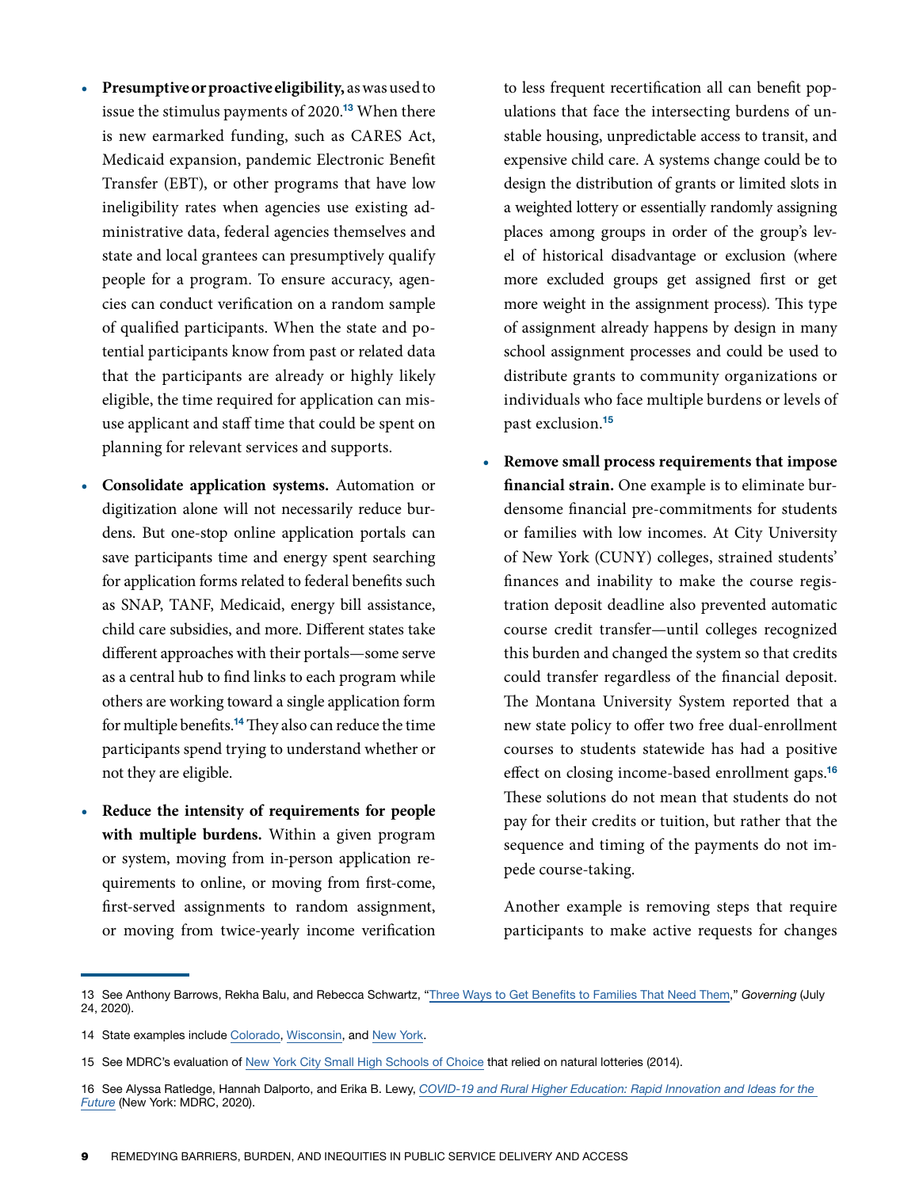- **Presumptive or proactive eligibility,** as was used to issue the stimulus payments of 2020.[13] When there is new earmarked funding, such as CARES Act, Medicaid expansion, pandemic Electronic Benefit Transfer (EBT), or other programs that have low ineligibility rates when agencies use existing administrative data, federal agencies themselves and state and local grantees can presumptively qualify people for a program. To ensure accuracy, agencies can conduct verification on a random sample of qualified participants. When the state and potential participants know from past or related data that the participants are already or highly likely eligible, the time required for application can misuse applicant and staff time that could be spent on planning for relevant services and supports.

- **Consolidate application systems.** Automation or digitization alone will not necessarily reduce burdens. But one-stop online application portals can save participants time and energy spent searching for application forms related to federal benefits such as SNAP, TANF, Medicaid, energy bill assistance, child care subsidies, and more. Different states take different approaches with their portals—some serve as a central hub to find links to each program while others are working toward a single application form for multiple benefits.[14] They also can reduce the time participants spend trying to understand whether or not they are eligible.

- **Reduce the intensity of requirements for people with multiple burdens.** Within a given program or system, moving from in-person application requirements to online, or moving from first-come, first-served assignments to random assignment, or moving from twice-yearly income verification to less frequent recertification all can benefit populations that face the intersecting burdens of unstable housing, unpredictable access to transit, and expensive child care. A systems change could be to design the distribution of grants or limited slots in a weighted lottery or essentially randomly assigning places among groups in order of the group's level of historical disadvantage or exclusion (where more excluded groups get assigned first or get more weight in the assignment process). This type of assignment already happens by design in many school assignment processes and could be used to distribute grants to community organizations or individuals who face multiple burdens or levels of past exclusion.[15]

- **Remove small process requirements that impose financial strain.** One example is to eliminate burdensome financial pre-commitments for students or families with low incomes. At City University of New York (CUNY) colleges, strained students' finances and inability to make the course registration deposit deadline also prevented automatic course credit transfer—until colleges recognized this burden and changed the system so that credits could transfer regardless of the financial deposit. The Montana University System reported that a new state policy to offer two free dual-enrollment courses to students statewide has had a positive effect on closing income-based enrollment gaps.[16] These solutions do not mean that students do not pay for their credits or tuition, but rather that the sequence and timing of the payments do not impede course-taking.

  Another example is removing steps that require participants to make active requests for changes

---

13 See Anthony Barrows, Rekha Balu, and Rebecca Schwartz, "Three Ways to Get Benefits to Families That Need Them," *Governing* (July 24, 2020).

14 State examples include Colorado, Wisconsin, and New York.

15 See MDRC's evaluation of New York City Small High Schools of Choice that relied on natural lotteries (2014).

16 See Alyssa Ratledge, Hannah Dalporto, and Erika B. Lewy, *COVID-19 and Rural Higher Education: Rapid Innovation and Ideas for the Future* (New York: MDRC, 2020).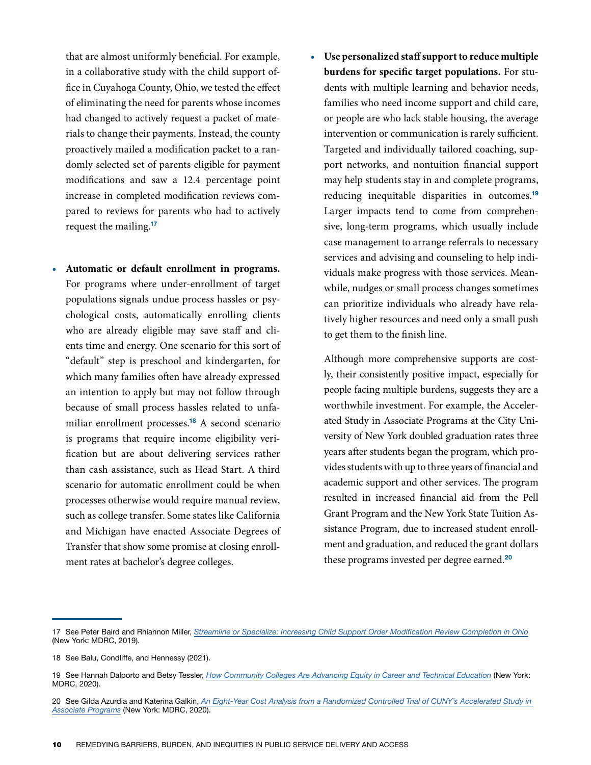that are almost uniformly beneficial. For example, in a collaborative study with the child support office in Cuyahoga County, Ohio, we tested the effect of eliminating the need for parents whose incomes had changed to actively request a packet of materials to change their payments. Instead, the county proactively mailed a modification packet to a randomly selected set of parents eligible for payment modifications and saw a 12.4 percentage point increase in completed modification reviews compared to reviews for parents who had to actively request the mailing.[17]

- **Automatic or default enrollment in programs.** For programs where under-enrollment of target populations signals undue process hassles or psychological costs, automatically enrolling clients who are already eligible may save staff and clients time and energy. One scenario for this sort of "default" step is preschool and kindergarten, for which many families often have already expressed an intention to apply but may not follow through because of small process hassles related to unfamiliar enrollment processes.[18] A second scenario is programs that require income eligibility verification but are about delivering services rather than cash assistance, such as Head Start. A third scenario for automatic enrollment could be when processes otherwise would require manual review, such as college transfer. Some states like California and Michigan have enacted Associate Degrees of Transfer that show some promise at closing enrollment rates at bachelor's degree colleges.

- **Use personalized staff support to reduce multiple burdens for specific target populations.** For students with multiple learning and behavior needs, families who need income support and child care, or people are who lack stable housing, the average intervention or communication is rarely sufficient. Targeted and individually tailored coaching, support networks, and nontuition financial support may help students stay in and complete programs, reducing inequitable disparities in outcomes.[19] Larger impacts tend to come from comprehensive, long-term programs, which usually include case management to arrange referrals to necessary services and advising and counseling to help individuals make progress with those services. Meanwhile, nudges or small process changes sometimes can prioritize individuals who already have relatively higher resources and need only a small push to get them to the finish line.

  Although more comprehensive supports are costly, their consistently positive impact, especially for people facing multiple burdens, suggests they are a worthwhile investment. For example, the Accelerated Study in Associate Programs at the City University of New York doubled graduation rates three years after students began the program, which provides students with up to three years of financial and academic support and other services. The program resulted in increased financial aid from the Pell Grant Program and the New York State Tuition Assistance Program, due to increased student enrollment and graduation, and reduced the grant dollars these programs invested per degree earned.[20]

---

17 See Peter Baird and Rhiannon Miller, *Streamline or Specialize: Increasing Child Support Order Modification Review Completion in Ohio* (New York: MDRC, 2019).

18 See Balu, Condliffe, and Hennessy (2021).

19 See Hannah Dalporto and Betsy Tessler, *How Community Colleges Are Advancing Equity in Career and Technical Education* (New York: MDRC, 2020).

20 See Gilda Azurdia and Katerina Galkin, *An Eight-Year Cost Analysis from a Randomized Controlled Trial of CUNY's Accelerated Study in Associate Programs* (New York: MDRC, 2020).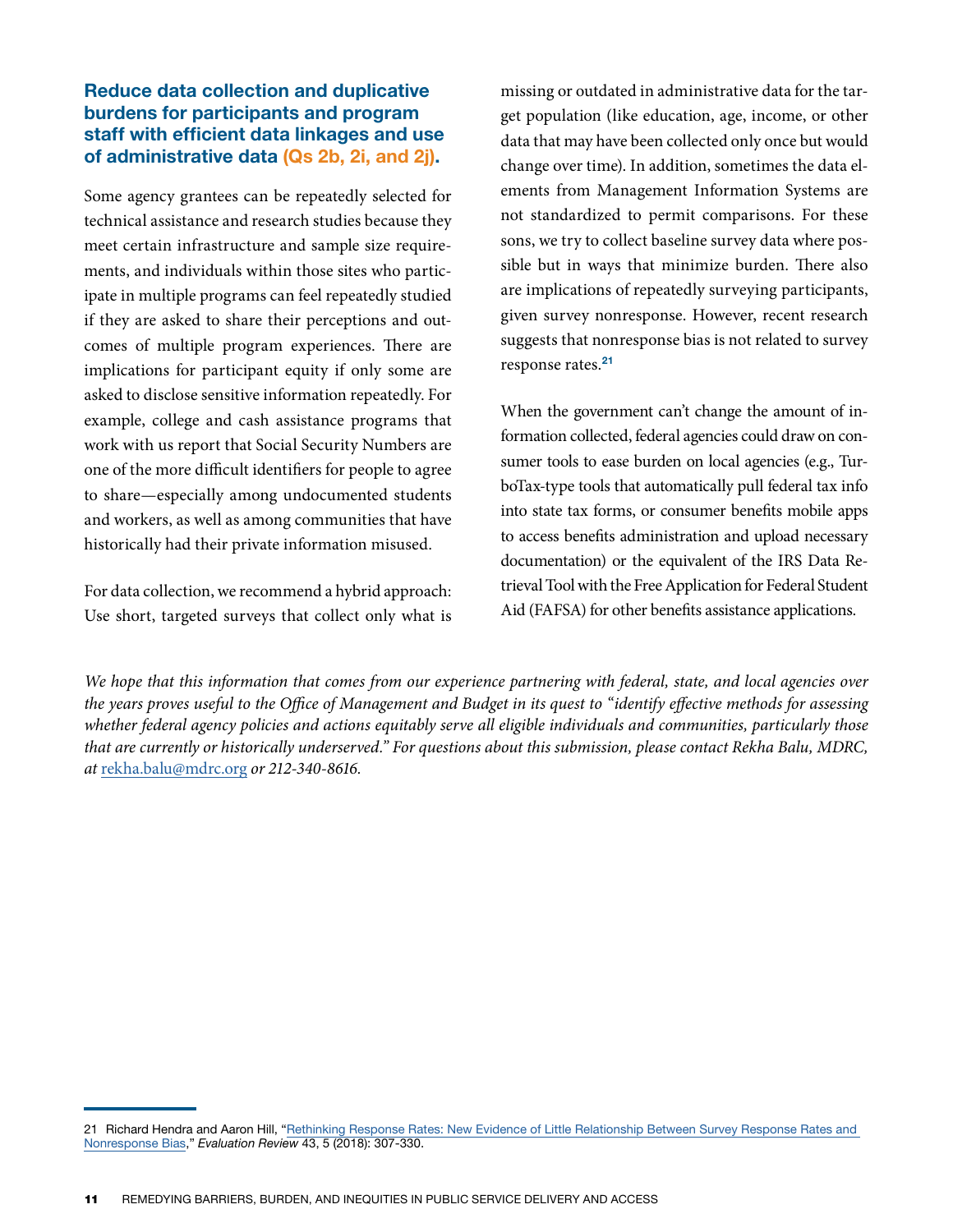### Reduce data collection and duplicative burdens for participants and program staff with efficient data linkages and use of administrative data (Qs 2b, 2i, and 2j).

Some agency grantees can be repeatedly selected for technical assistance and research studies because they meet certain infrastructure and sample size requirements, and individuals within those sites who participate in multiple programs can feel repeatedly studied if they are asked to share their perceptions and outcomes of multiple program experiences. There are implications for participant equity if only some are asked to disclose sensitive information repeatedly. For example, college and cash assistance programs that work with us report that Social Security Numbers are one of the more difficult identifiers for people to agree to share—especially among undocumented students and workers, as well as among communities that have historically had their private information misused.

For data collection, we recommend a hybrid approach: Use short, targeted surveys that collect only what is missing or outdated in administrative data for the target population (like education, age, income, or other data that may have been collected only once but would change over time). In addition, sometimes the data elements from Management Information Systems are not standardized to permit comparisons. For these sons, we try to collect baseline survey data where possible but in ways that minimize burden. There also are implications of repeatedly surveying participants, given survey nonresponse. However, recent research suggests that nonresponse bias is not related to survey response rates.[21]

When the government can't change the amount of information collected, federal agencies could draw on consumer tools to ease burden on local agencies (e.g., TurboTax-type tools that automatically pull federal tax info into state tax forms, or consumer benefits mobile apps to access benefits administration and upload necessary documentation) or the equivalent of the IRS Data Retrieval Tool with the Free Application for Federal Student Aid (FAFSA) for other benefits assistance applications.

*We hope that this information that comes from our experience partnering with federal, state, and local agencies over the years proves useful to the Office of Management and Budget in its quest to "identify effective methods for assessing whether federal agency policies and actions equitably serve all eligible individuals and communities, particularly those that are currently or historically underserved." For questions about this submission, please contact Rekha Balu, MDRC, at* rekha.balu@mdrc.org *or 212-340-8616.*

---

21 Richard Hendra and Aaron Hill, "Rethinking Response Rates: New Evidence of Little Relationship Between Survey Response Rates and Nonresponse Bias," *Evaluation Review* 43, 5 (2018): 307-330.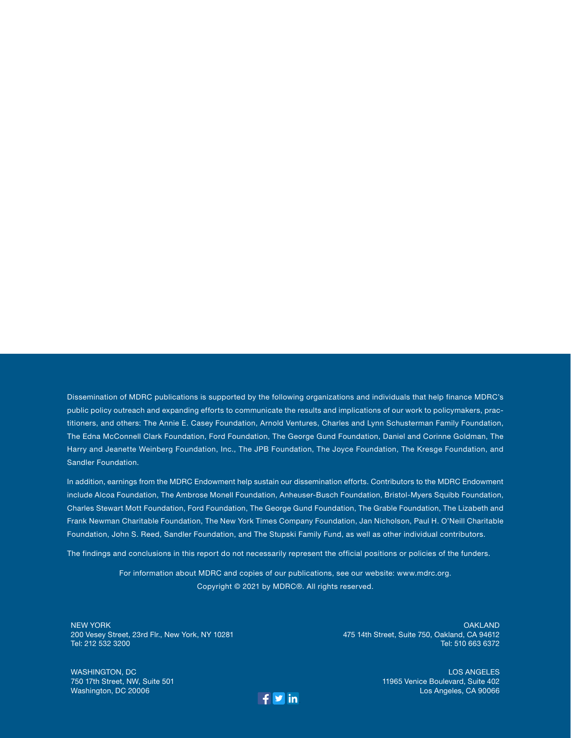Dissemination of MDRC publications is supported by the following organizations and individuals that help finance MDRC's public policy outreach and expanding efforts to communicate the results and implications of our work to policymakers, practitioners, and others: The Annie E. Casey Foundation, Arnold Ventures, Charles and Lynn Schusterman Family Foundation, The Edna McConnell Clark Foundation, Ford Foundation, The George Gund Foundation, Daniel and Corinne Goldman, The Harry and Jeanette Weinberg Foundation, Inc., The JPB Foundation, The Joyce Foundation, The Kresge Foundation, and Sandler Foundation.

In addition, earnings from the MDRC Endowment help sustain our dissemination efforts. Contributors to the MDRC Endowment include Alcoa Foundation, The Ambrose Monell Foundation, Anheuser-Busch Foundation, Bristol-Myers Squibb Foundation, Charles Stewart Mott Foundation, Ford Foundation, The George Gund Foundation, The Grable Foundation, The Lizabeth and Frank Newman Charitable Foundation, The New York Times Company Foundation, Jan Nicholson, Paul H. O'Neill Charitable Foundation, John S. Reed, Sandler Foundation, and The Stupski Family Fund, as well as other individual contributors.

The findings and conclusions in this report do not necessarily represent the official positions or policies of the funders.

For information about MDRC and copies of our publications, see our website: www.mdrc.org.
Copyright © 2021 by MDRC®. All rights reserved.

NEW YORK
200 Vesey Street, 23rd Flr., New York, NY 10281
Tel: 212 532 3200

OAKLAND
475 14th Street, Suite 750, Oakland, CA 94612
Tel: 510 663 6372

WASHINGTON, DC
750 17th Street, NW, Suite 501
Washington, DC 20006

LOS ANGELES
11965 Venice Boulevard, Suite 402
Los Angeles, CA 90066